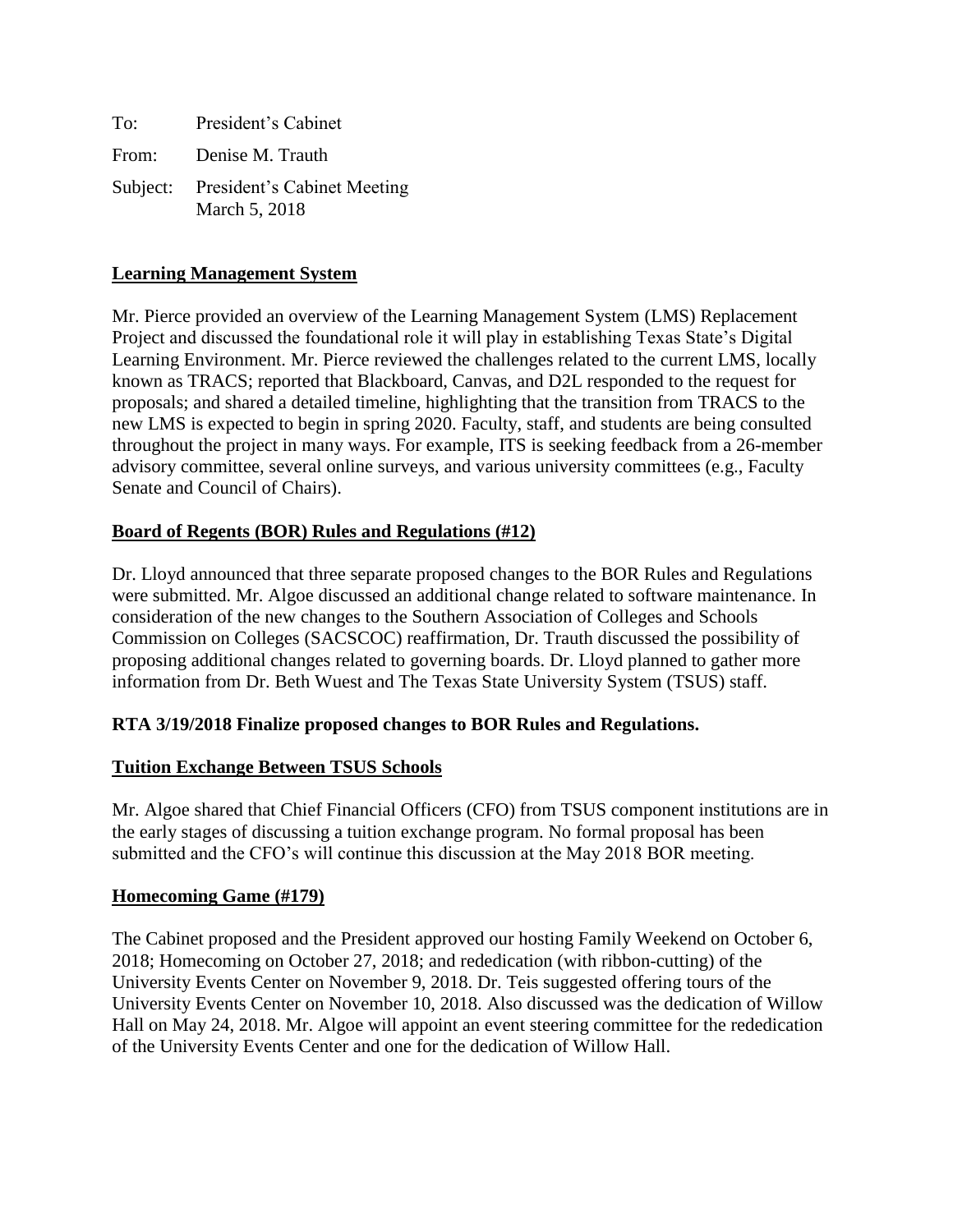To: President's Cabinet

From: Denise M. Trauth

Subject: President's Cabinet Meeting
March 5, 2018

**Learning Management System**

Mr. Pierce provided an overview of the Learning Management System (LMS) Replacement Project and discussed the foundational role it will play in establishing Texas State's Digital Learning Environment. Mr. Pierce reviewed the challenges related to the current LMS, locally known as TRACS; reported that Blackboard, Canvas, and D2L responded to the request for proposals; and shared a detailed timeline, highlighting that the transition from TRACS to the new LMS is expected to begin in spring 2020. Faculty, staff, and students are being consulted throughout the project in many ways. For example, ITS is seeking feedback from a 26-member advisory committee, several online surveys, and various university committees (e.g., Faculty Senate and Council of Chairs).

**Board of Regents (BOR) Rules and Regulations (#12)**

Dr. Lloyd announced that three separate proposed changes to the BOR Rules and Regulations were submitted. Mr. Algoe discussed an additional change related to software maintenance. In consideration of the new changes to the Southern Association of Colleges and Schools Commission on Colleges (SACSCOC) reaffirmation, Dr. Trauth discussed the possibility of proposing additional changes related to governing boards. Dr. Lloyd planned to gather more information from Dr. Beth Wuest and The Texas State University System (TSUS) staff.

**RTA 3/19/2018 Finalize proposed changes to BOR Rules and Regulations.**

**Tuition Exchange Between TSUS Schools**

Mr. Algoe shared that Chief Financial Officers (CFO) from TSUS component institutions are in the early stages of discussing a tuition exchange program. No formal proposal has been submitted and the CFO's will continue this discussion at the May 2018 BOR meeting.

**Homecoming Game (#179)**

The Cabinet proposed and the President approved our hosting Family Weekend on October 6, 2018; Homecoming on October 27, 2018; and rededication (with ribbon-cutting) of the University Events Center on November 9, 2018. Dr. Teis suggested offering tours of the University Events Center on November 10, 2018. Also discussed was the dedication of Willow Hall on May 24, 2018. Mr. Algoe will appoint an event steering committee for the rededication of the University Events Center and one for the dedication of Willow Hall.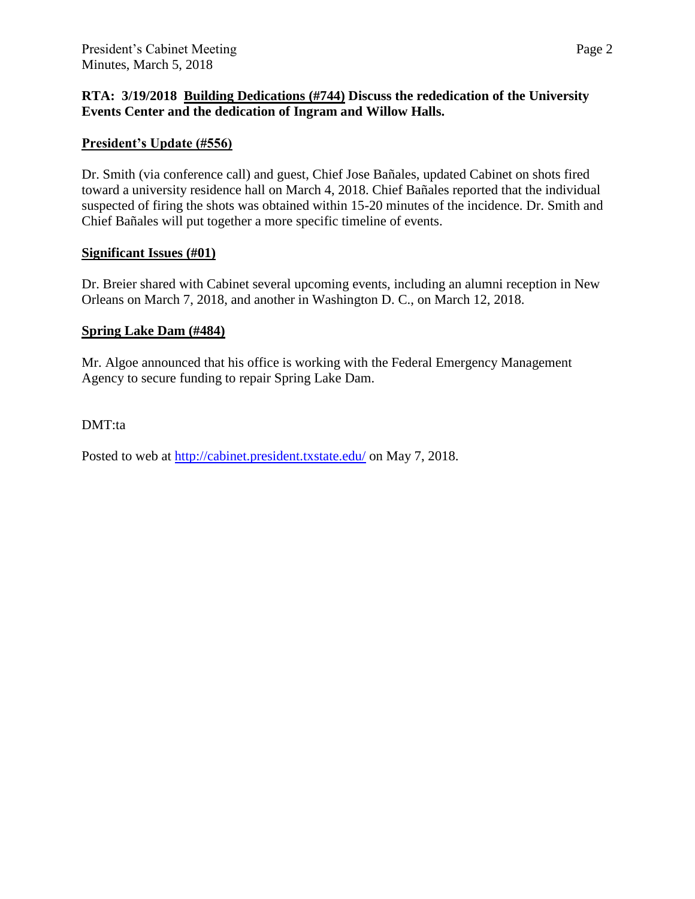**RTA: 3/19/2018 Building Dedications (#744) Discuss the rededication of the University Events Center and the dedication of Ingram and Willow Halls.**

**President's Update (#556)**

Dr. Smith (via conference call) and guest, Chief Jose Bañales, updated Cabinet on shots fired toward a university residence hall on March 4, 2018. Chief Bañales reported that the individual suspected of firing the shots was obtained within 15-20 minutes of the incidence. Dr. Smith and Chief Bañales will put together a more specific timeline of events.

**Significant Issues (#01)**

Dr. Breier shared with Cabinet several upcoming events, including an alumni reception in New Orleans on March 7, 2018, and another in Washington D. C., on March 12, 2018.

**Spring Lake Dam (#484)**

Mr. Algoe announced that his office is working with the Federal Emergency Management Agency to secure funding to repair Spring Lake Dam.

DMT:ta

Posted to web at http://cabinet.president.txstate.edu/ on May 7, 2018.